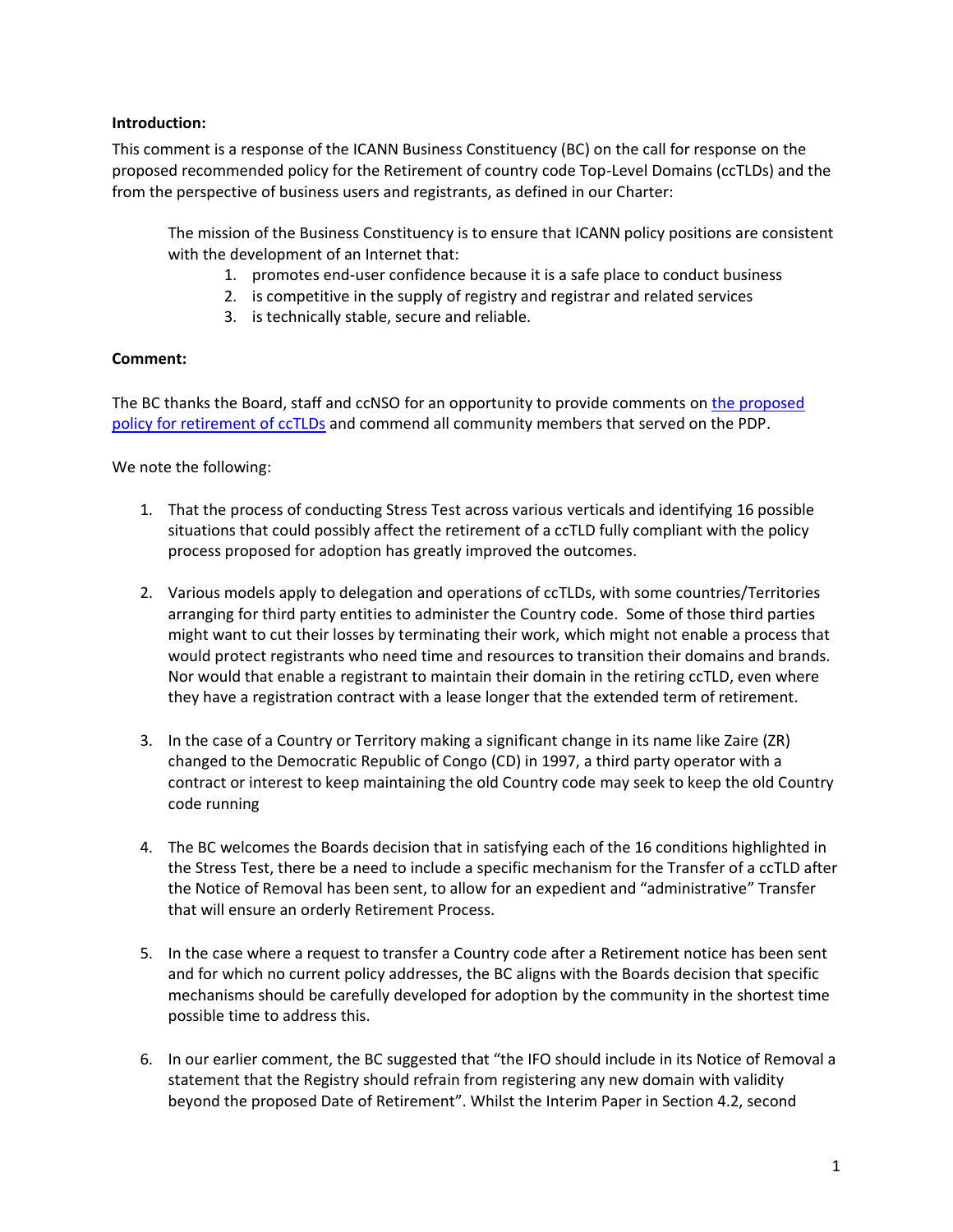**Introduction:**

This comment is a response of the ICANN Business Constituency (BC) on the call for response on the proposed recommended policy for the Retirement of country code Top-Level Domains (ccTLDs) and the from the perspective of business users and registrants, as defined in our Charter:

> The mission of the Business Constituency is to ensure that ICANN policy positions are consistent with the development of an Internet that:
>
> 1. promotes end-user confidence because it is a safe place to conduct business
> 2. is competitive in the supply of registry and registrar and related services
> 3. is technically stable, secure and reliable.

**Comment:**

The BC thanks the Board, staff and ccNSO for an opportunity to provide comments on [the proposed policy for retirement of ccTLDs]() and commend all community members that served on the PDP.

We note the following:

1. That the process of conducting Stress Test across various verticals and identifying 16 possible situations that could possibly affect the retirement of a ccTLD fully compliant with the policy process proposed for adoption has greatly improved the outcomes.

2. Various models apply to delegation and operations of ccTLDs, with some countries/Territories arranging for third party entities to administer the Country code. Some of those third parties might want to cut their losses by terminating their work, which might not enable a process that would protect registrants who need time and resources to transition their domains and brands. Nor would that enable a registrant to maintain their domain in the retiring ccTLD, even where they have a registration contract with a lease longer that the extended term of retirement.

3. In the case of a Country or Territory making a significant change in its name like Zaire (ZR) changed to the Democratic Republic of Congo (CD) in 1997, a third party operator with a contract or interest to keep maintaining the old Country code may seek to keep the old Country code running

4. The BC welcomes the Boards decision that in satisfying each of the 16 conditions highlighted in the Stress Test, there be a need to include a specific mechanism for the Transfer of a ccTLD after the Notice of Removal has been sent, to allow for an expedient and "administrative" Transfer that will ensure an orderly Retirement Process.

5. In the case where a request to transfer a Country code after a Retirement notice has been sent and for which no current policy addresses, the BC aligns with the Boards decision that specific mechanisms should be carefully developed for adoption by the community in the shortest time possible time to address this.

6. In our earlier comment, the BC suggested that "the IFO should include in its Notice of Removal a statement that the Registry should refrain from registering any new domain with validity beyond the proposed Date of Retirement". Whilst the Interim Paper in Section 4.2, second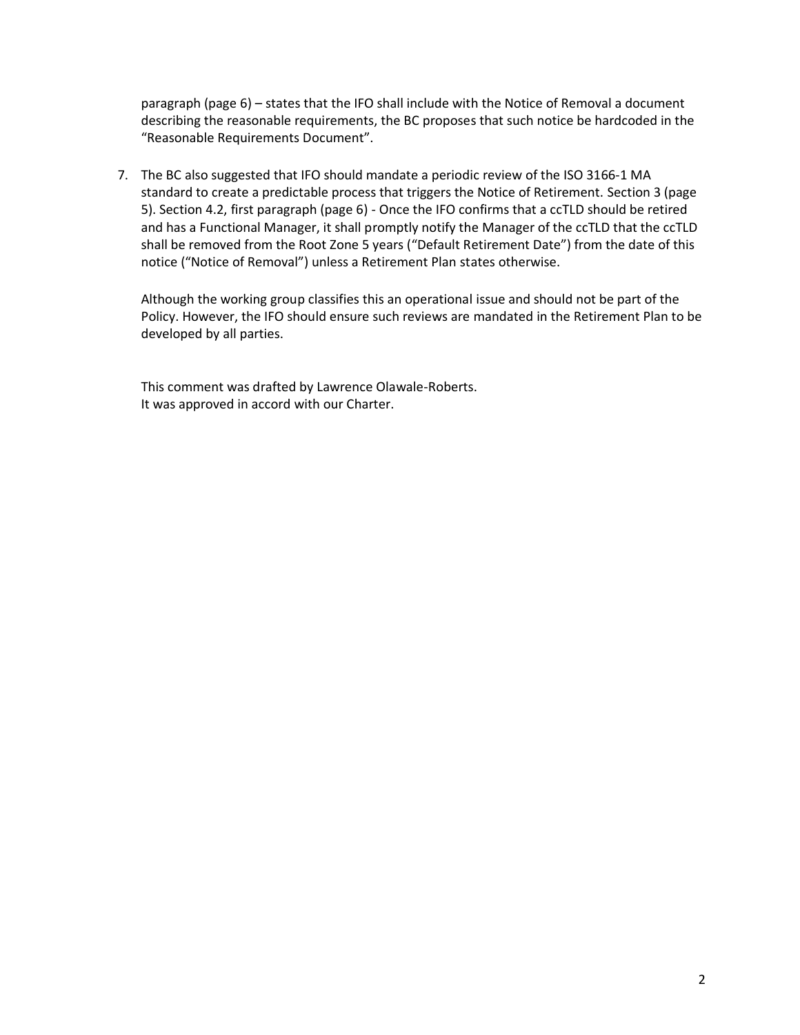paragraph (page 6) – states that the IFO shall include with the Notice of Removal a document describing the reasonable requirements, the BC proposes that such notice be hardcoded in the "Reasonable Requirements Document".

7. The BC also suggested that IFO should mandate a periodic review of the ISO 3166-1 MA standard to create a predictable process that triggers the Notice of Retirement. Section 3 (page 5). Section 4.2, first paragraph (page 6) - Once the IFO confirms that a ccTLD should be retired and has a Functional Manager, it shall promptly notify the Manager of the ccTLD that the ccTLD shall be removed from the Root Zone 5 years ("Default Retirement Date") from the date of this notice ("Notice of Removal") unless a Retirement Plan states otherwise.

   Although the working group classifies this an operational issue and should not be part of the Policy. However, the IFO should ensure such reviews are mandated in the Retirement Plan to be developed by all parties.

This comment was drafted by Lawrence Olawale-Roberts.
It was approved in accord with our Charter.